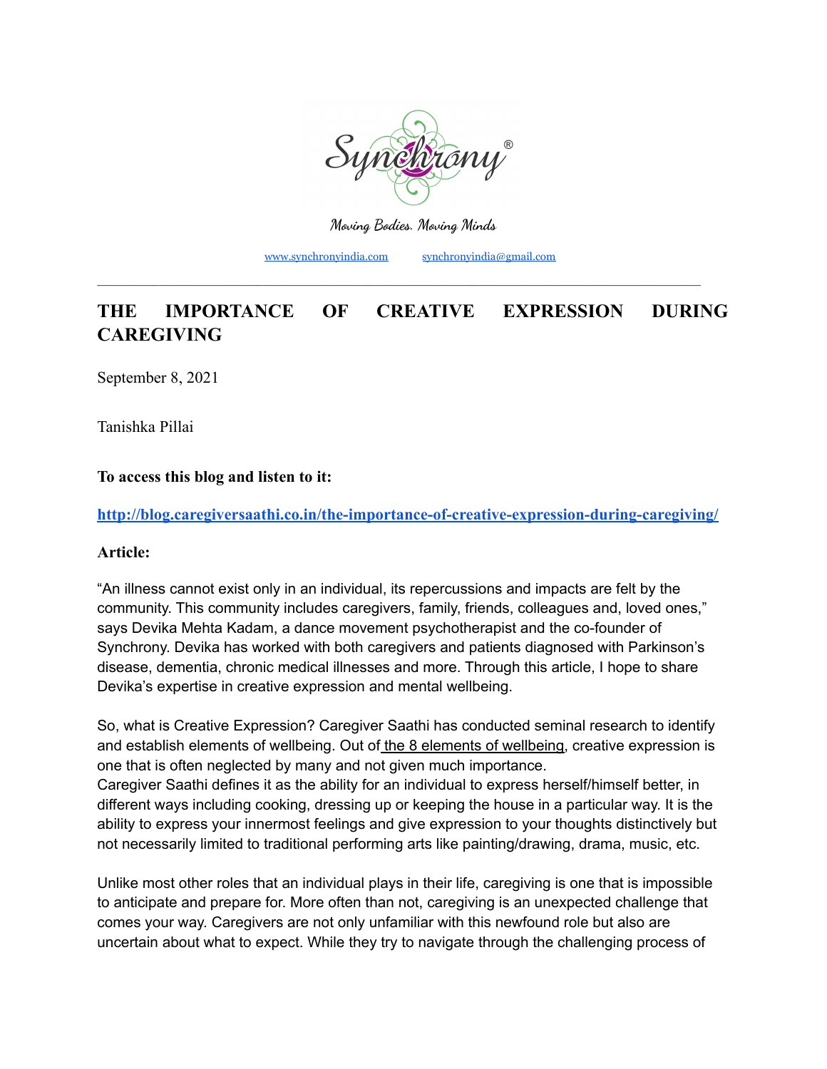Synchrony®

Moving Bodies. Moving Minds

www.synchronyindia.com synchronyindia@gmail.com

---

# THE IMPORTANCE OF CREATIVE EXPRESSION DURING CAREGIVING

September 8, 2021

Tanishka Pillai

**To access this blog and listen to it:**

**http://blog.caregiversaathi.co.in/the-importance-of-creative-expression-during-caregiving/**

**Article:**

"An illness cannot exist only in an individual, its repercussions and impacts are felt by the community. This community includes caregivers, family, friends, colleagues and, loved ones," says Devika Mehta Kadam, a dance movement psychotherapist and the co-founder of Synchrony. Devika has worked with both caregivers and patients diagnosed with Parkinson's disease, dementia, chronic medical illnesses and more. Through this article, I hope to share Devika's expertise in creative expression and mental wellbeing.

So, what is Creative Expression? Caregiver Saathi has conducted seminal research to identify and establish elements of wellbeing. Out of the 8 elements of wellbeing, creative expression is one that is often neglected by many and not given much importance.
Caregiver Saathi defines it as the ability for an individual to express herself/himself better, in different ways including cooking, dressing up or keeping the house in a particular way. It is the ability to express your innermost feelings and give expression to your thoughts distinctively but not necessarily limited to traditional performing arts like painting/drawing, drama, music, etc.

Unlike most other roles that an individual plays in their life, caregiving is one that is impossible to anticipate and prepare for. More often than not, caregiving is an unexpected challenge that comes your way. Caregivers are not only unfamiliar with this newfound role but also are uncertain about what to expect. While they try to navigate through the challenging process of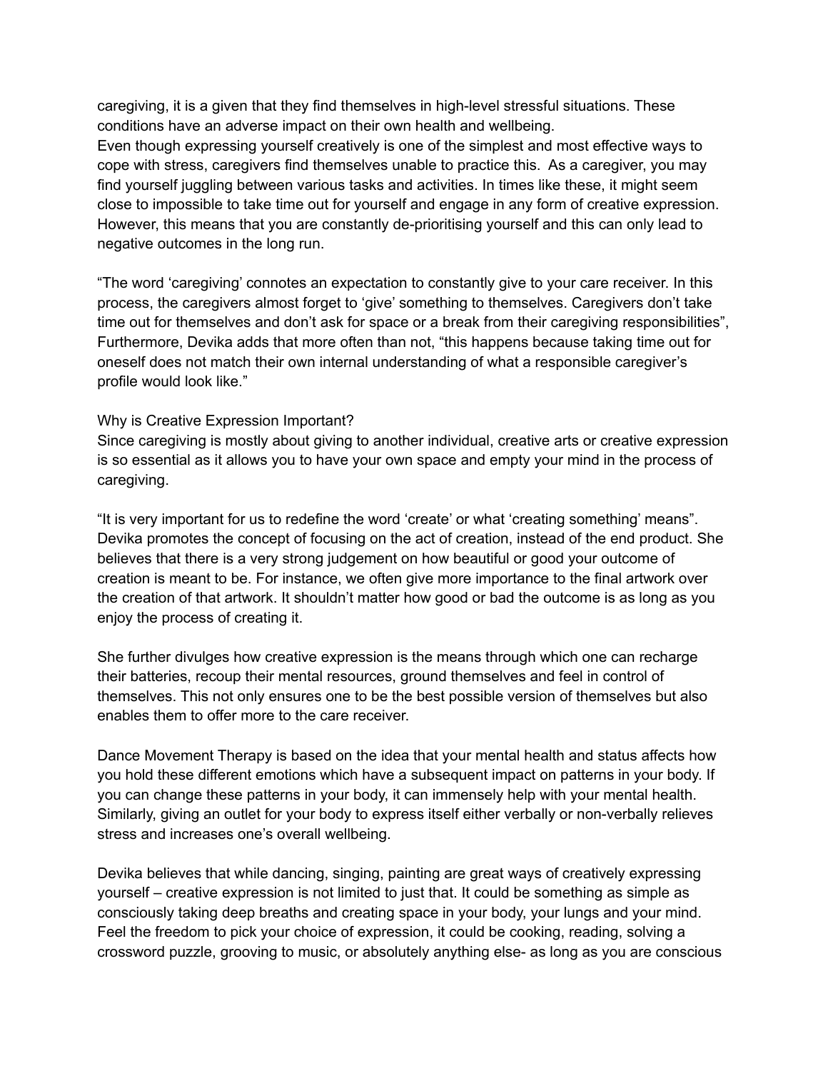caregiving, it is a given that they find themselves in high-level stressful situations. These conditions have an adverse impact on their own health and wellbeing.
Even though expressing yourself creatively is one of the simplest and most effective ways to cope with stress, caregivers find themselves unable to practice this. As a caregiver, you may find yourself juggling between various tasks and activities. In times like these, it might seem close to impossible to take time out for yourself and engage in any form of creative expression. However, this means that you are constantly de-prioritising yourself and this can only lead to negative outcomes in the long run.

"The word 'caregiving' connotes an expectation to constantly give to your care receiver. In this process, the caregivers almost forget to 'give' something to themselves. Caregivers don't take time out for themselves and don't ask for space or a break from their caregiving responsibilities", Furthermore, Devika adds that more often than not, "this happens because taking time out for oneself does not match their own internal understanding of what a responsible caregiver's profile would look like."

## Why is Creative Expression Important?

Since caregiving is mostly about giving to another individual, creative arts or creative expression is so essential as it allows you to have your own space and empty your mind in the process of caregiving.

"It is very important for us to redefine the word 'create' or what 'creating something' means". Devika promotes the concept of focusing on the act of creation, instead of the end product. She believes that there is a very strong judgement on how beautiful or good your outcome of creation is meant to be. For instance, we often give more importance to the final artwork over the creation of that artwork. It shouldn't matter how good or bad the outcome is as long as you enjoy the process of creating it.

She further divulges how creative expression is the means through which one can recharge their batteries, recoup their mental resources, ground themselves and feel in control of themselves. This not only ensures one to be the best possible version of themselves but also enables them to offer more to the care receiver.

Dance Movement Therapy is based on the idea that your mental health and status affects how you hold these different emotions which have a subsequent impact on patterns in your body. If you can change these patterns in your body, it can immensely help with your mental health. Similarly, giving an outlet for your body to express itself either verbally or non-verbally relieves stress and increases one's overall wellbeing.

Devika believes that while dancing, singing, painting are great ways of creatively expressing yourself – creative expression is not limited to just that. It could be something as simple as consciously taking deep breaths and creating space in your body, your lungs and your mind. Feel the freedom to pick your choice of expression, it could be cooking, reading, solving a crossword puzzle, grooving to music, or absolutely anything else- as long as you are conscious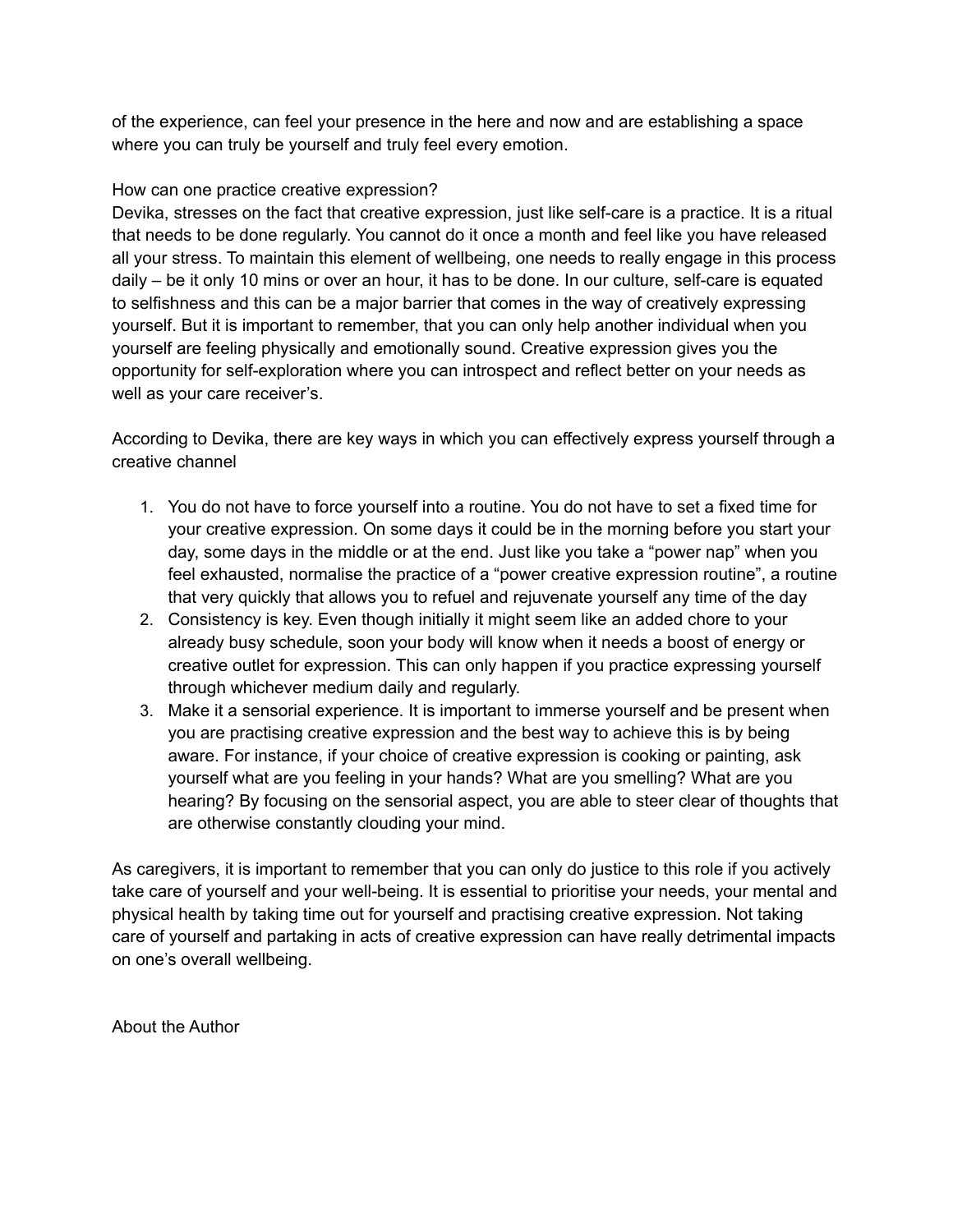of the experience, can feel your presence in the here and now and are establishing a space where you can truly be yourself and truly feel every emotion.

How can one practice creative expression?

Devika, stresses on the fact that creative expression, just like self-care is a practice. It is a ritual that needs to be done regularly. You cannot do it once a month and feel like you have released all your stress. To maintain this element of wellbeing, one needs to really engage in this process daily – be it only 10 mins or over an hour, it has to be done. In our culture, self-care is equated to selfishness and this can be a major barrier that comes in the way of creatively expressing yourself. But it is important to remember, that you can only help another individual when you yourself are feeling physically and emotionally sound. Creative expression gives you the opportunity for self-exploration where you can introspect and reflect better on your needs as well as your care receiver's.

According to Devika, there are key ways in which you can effectively express yourself through a creative channel

1. You do not have to force yourself into a routine. You do not have to set a fixed time for your creative expression. On some days it could be in the morning before you start your day, some days in the middle or at the end. Just like you take a "power nap" when you feel exhausted, normalise the practice of a "power creative expression routine", a routine that very quickly that allows you to refuel and rejuvenate yourself any time of the day
2. Consistency is key. Even though initially it might seem like an added chore to your already busy schedule, soon your body will know when it needs a boost of energy or creative outlet for expression. This can only happen if you practice expressing yourself through whichever medium daily and regularly.
3. Make it a sensorial experience. It is important to immerse yourself and be present when you are practising creative expression and the best way to achieve this is by being aware. For instance, if your choice of creative expression is cooking or painting, ask yourself what are you feeling in your hands? What are you smelling? What are you hearing? By focusing on the sensorial aspect, you are able to steer clear of thoughts that are otherwise constantly clouding your mind.

As caregivers, it is important to remember that you can only do justice to this role if you actively take care of yourself and your well-being. It is essential to prioritise your needs, your mental and physical health by taking time out for yourself and practising creative expression. Not taking care of yourself and partaking in acts of creative expression can have really detrimental impacts on one's overall wellbeing.

About the Author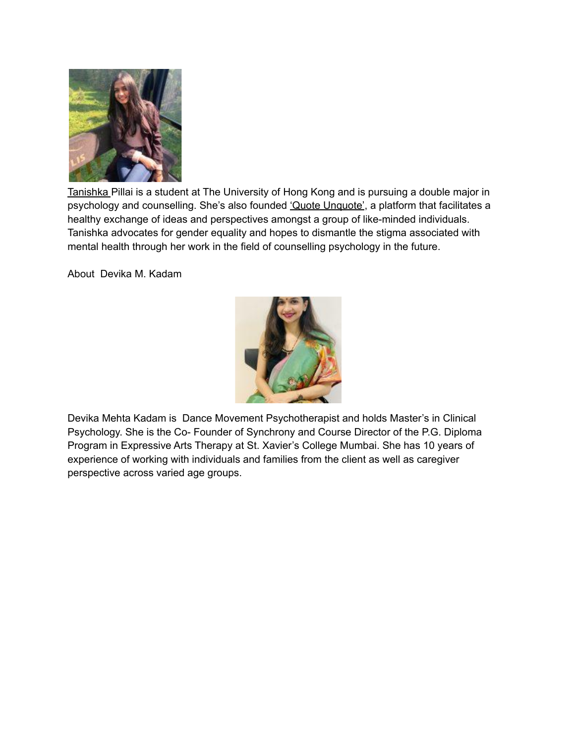Tanishka Pillai is a student at The University of Hong Kong and is pursuing a double major in psychology and counselling. She's also founded 'Quote Unquote', a platform that facilitates a healthy exchange of ideas and perspectives amongst a group of like-minded individuals. Tanishka advocates for gender equality and hopes to dismantle the stigma associated with mental health through her work in the field of counselling psychology in the future.

About Devika M. Kadam

Devika Mehta Kadam is Dance Movement Psychotherapist and holds Master's in Clinical Psychology. She is the Co- Founder of Synchrony and Course Director of the P.G. Diploma Program in Expressive Arts Therapy at St. Xavier's College Mumbai. She has 10 years of experience of working with individuals and families from the client as well as caregiver perspective across varied age groups.